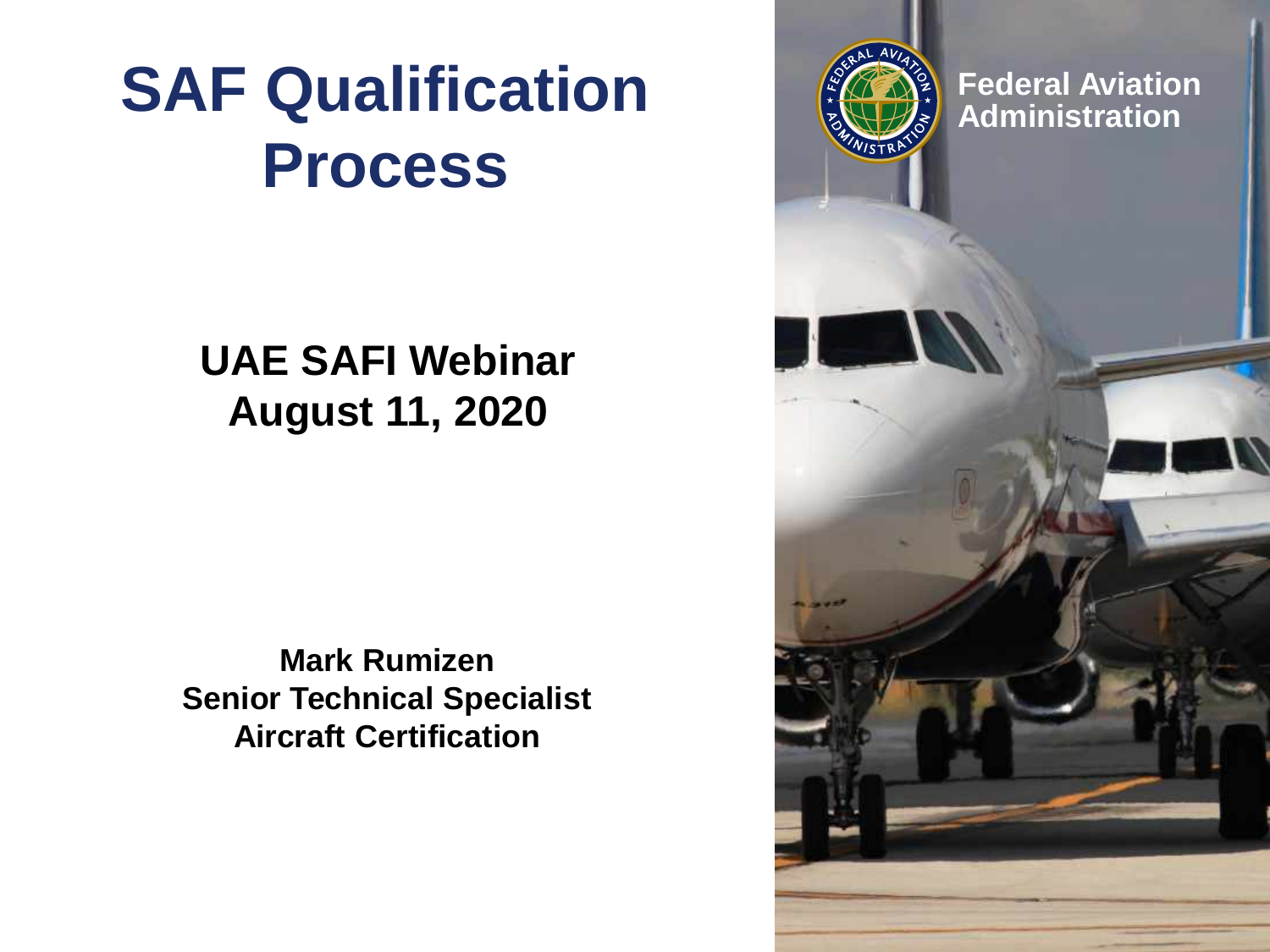# SAF Qualification Process

## UAE SAFI Webinar
## August 11, 2020

**Mark Rumizen**
**Senior Technical Specialist**
**Aircraft Certification**

Federal Aviation Administration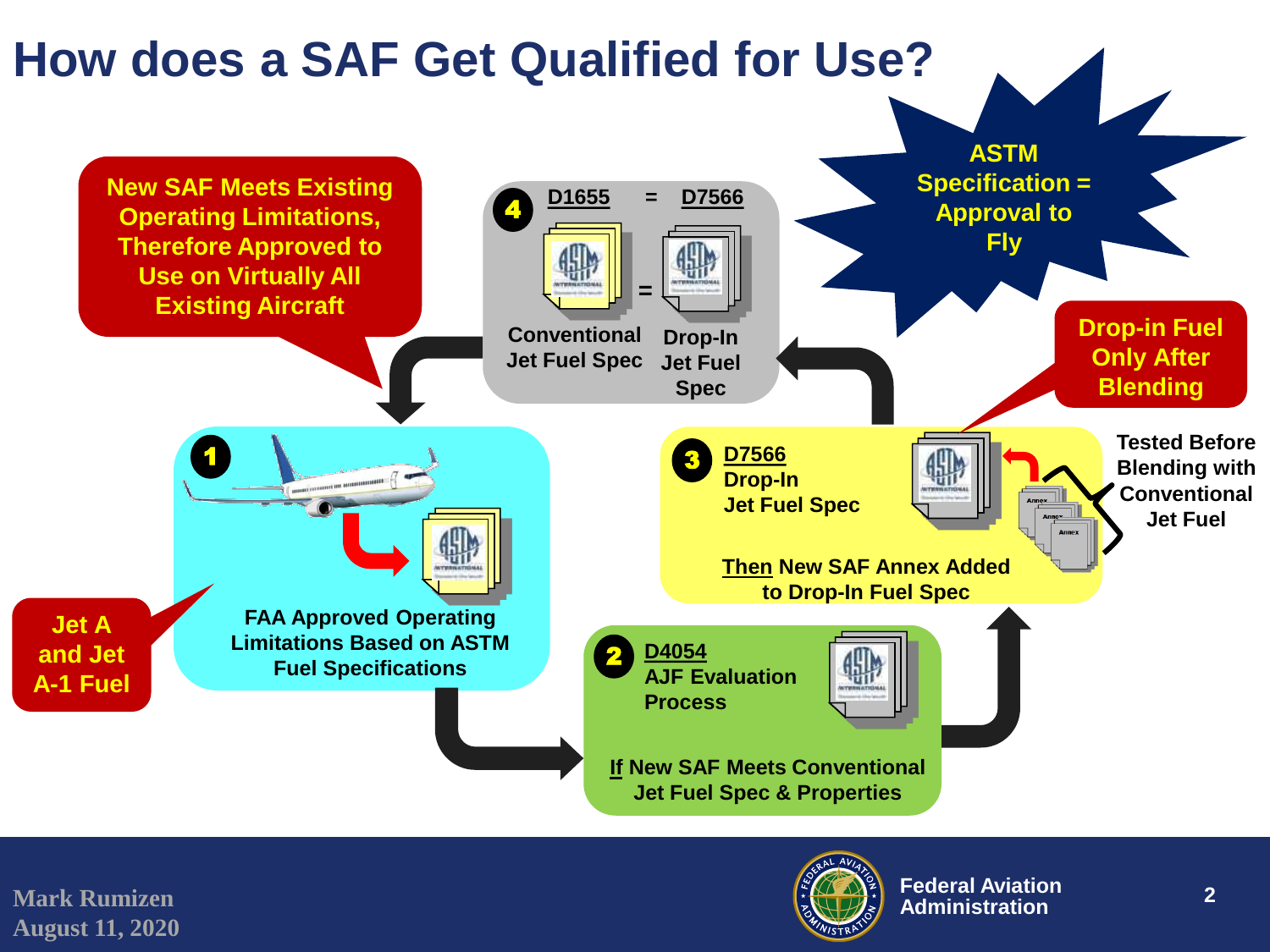# How does a SAF Get Qualified for Use?

**ASTM Specification = Approval to Fly**

**New SAF Meets Existing Operating Limitations, Therefore Approved to Use on Virtually All Existing Aircraft**

**1** FAA Approved Operating Limitations Based on ASTM Fuel Specifications

**Jet A and Jet A-1 Fuel**

**2** D4054 AJF Evaluation Process

If New SAF Meets Conventional Jet Fuel Spec & Properties

**3** D7566 Drop-In Jet Fuel Spec

Then New SAF Annex Added to Drop-In Fuel Spec

**Tested Before Blending with Conventional Jet Fuel**

**Drop-in Fuel Only After Blending**

**4** D1655 = D7566

Conventional Jet Fuel Spec = Drop-In Jet Fuel Spec

Mark Rumizen
August 11, 2020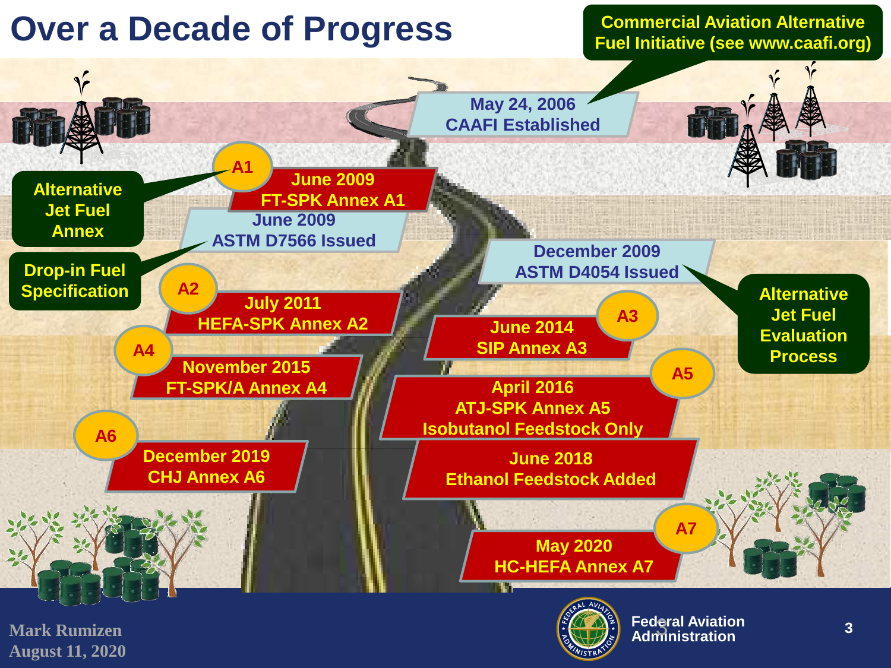# Over a Decade of Progress

**Commercial Aviation Alternative Fuel Initiative (see www.caafi.org)**

- **May 24, 2006** – CAAFI Established
- **June 2009** – FT-SPK Annex A1 (A1) — *Alternative Jet Fuel Annex*
- **June 2009** – ASTM D7566 Issued — *Drop-in Fuel Specification*
- **December 2009** – ASTM D4054 Issued — *Alternative Jet Fuel Evaluation Process*
- **July 2011** – HEFA-SPK Annex A2 (A2)
- **June 2014** – SIP Annex A3 (A3)
- **November 2015** – FT-SPK/A Annex A4 (A4)
- **April 2016** – ATJ-SPK Annex A5, Isobutanol Feedstock Only (A5)
- **June 2018** – Ethanol Feedstock Added
- **December 2019** – CHJ Annex A6 (A6)
- **May 2020** – HC-HEFA Annex A7 (A7)

Mark Rumizen
August 11, 2020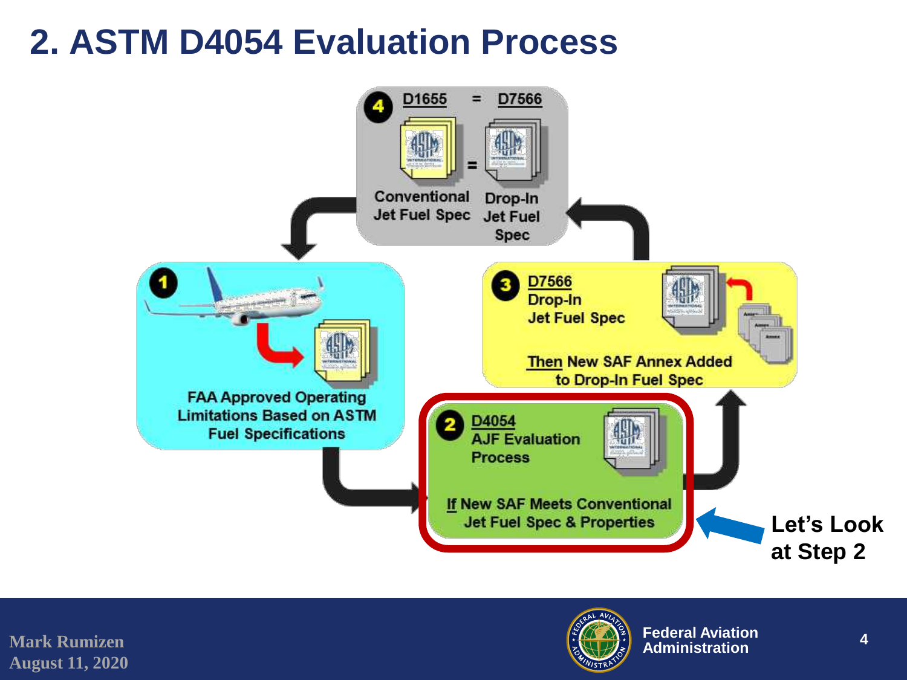# 2. ASTM D4054 Evaluation Process

**4** D1655 = D7566

Conventional Jet Fuel Spec = Drop-In Jet Fuel Spec

**1** FAA Approved Operating Limitations Based on ASTM Fuel Specifications

**2** D4054 AJF Evaluation Process

If New SAF Meets Conventional Jet Fuel Spec & Properties

**3** D7566 Drop-In Jet Fuel Spec

Then New SAF Annex Added to Drop-In Fuel Spec

**Let's Look at Step 2**

Mark Rumizen
August 11, 2020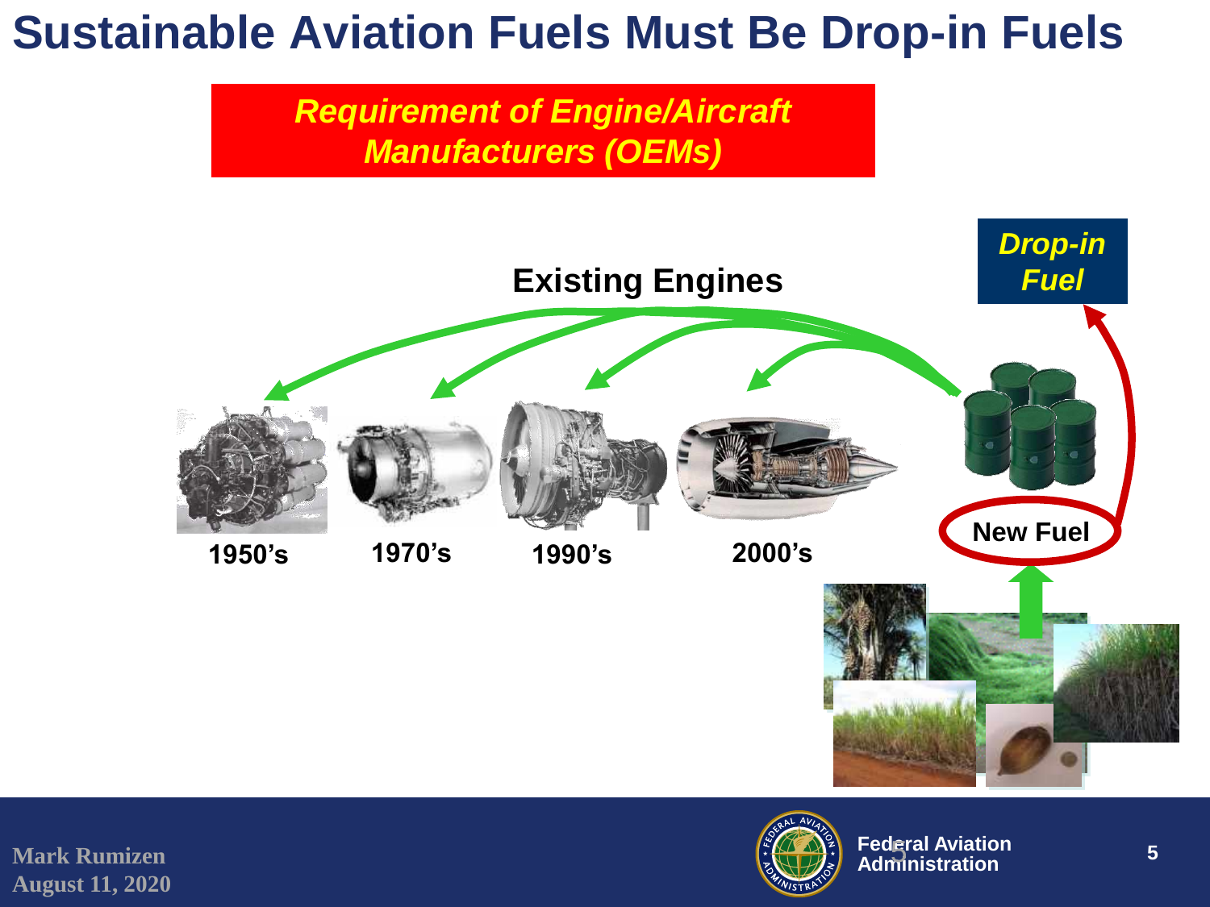# Sustainable Aviation Fuels Must Be Drop-in Fuels

***Requirement of Engine/Aircraft Manufacturers (OEMs)***

**Existing Engines**

***Drop-in Fuel***

**1950's**

**1970's**

**1990's**

**2000's**

**New Fuel**

Mark Rumizen
August 11, 2020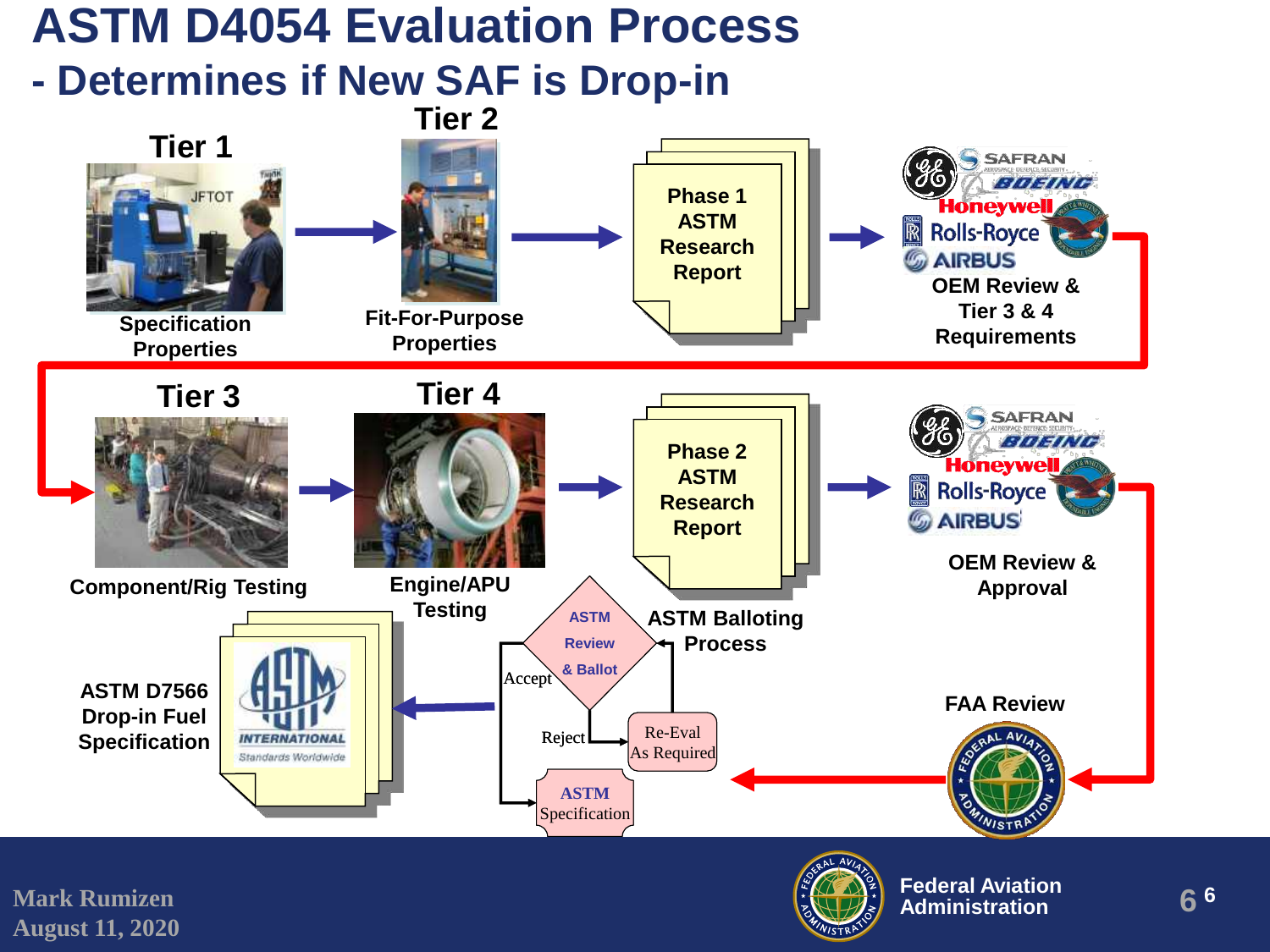# ASTM D4054 Evaluation Process

## - Determines if New SAF is Drop-in

**Tier 1**

JFTOT

Specification Properties

**Tier 2**

Fit-For-Purpose Properties

Phase 1 ASTM Research Report

GE, SAFRAN, BOEING, Honeywell, Rolls-Royce, Pratt & Whitney, AIRBUS

OEM Review & Tier 3 & 4 Requirements

**Tier 3**

Component/Rig Testing

**Tier 4**

Engine/APU Testing

Phase 2 ASTM Research Report

GE, SAFRAN, BOEING, Honeywell, Rolls-Royce, Pratt & Whitney, AIRBUS

OEM Review & Approval

ASTM Review & Ballot

ASTM Balloting Process

Accept

Reject

Re-Eval As Required

ASTM Specification

ASTM D7566 Drop-in Fuel Specification

ASTM INTERNATIONAL Standards Worldwide

FAA Review

Mark Rumizen
August 11, 2020

Federal Aviation Administration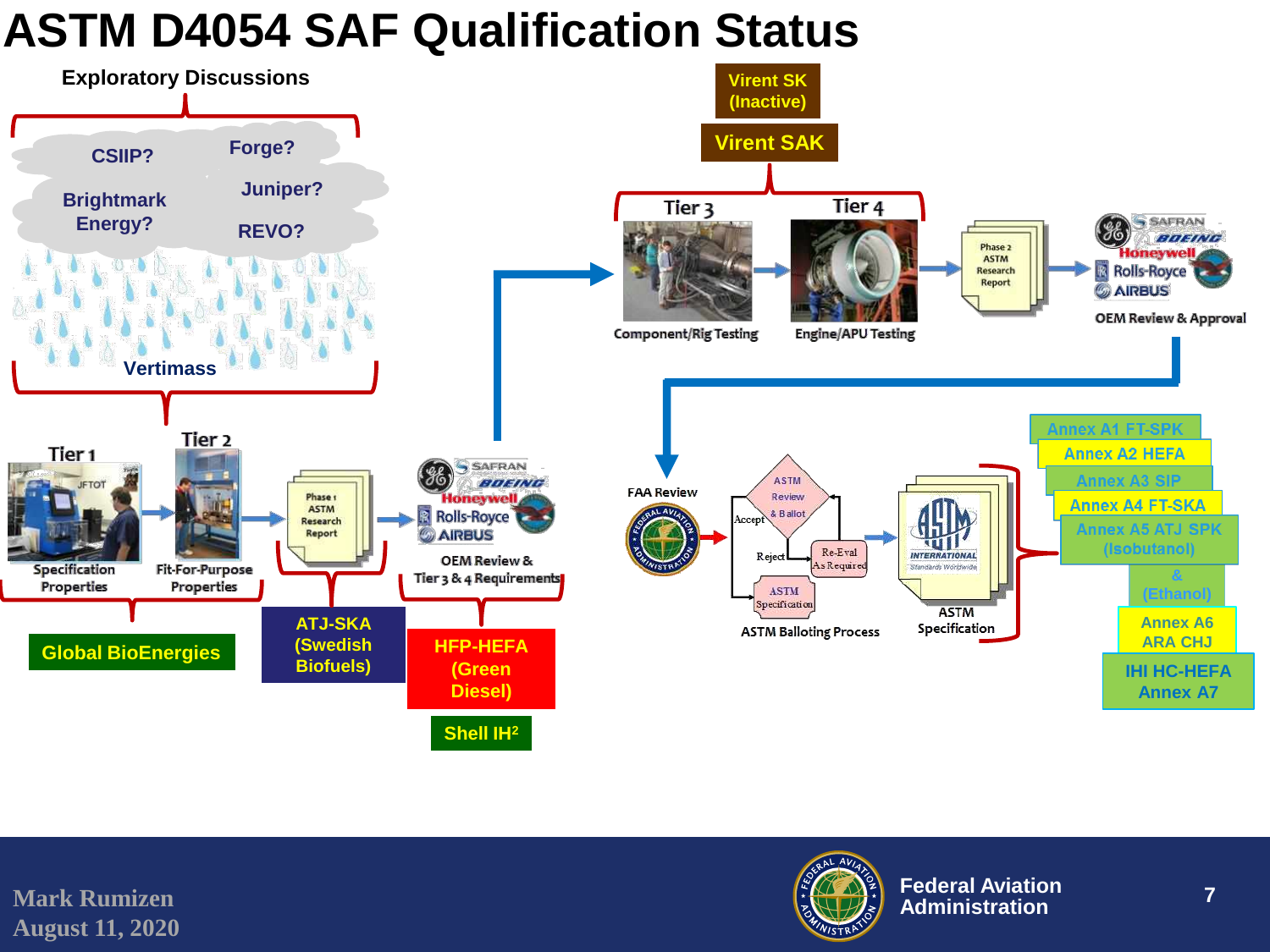# ASTM D4054 SAF Qualification Status

**Exploratory Discussions**

- CSIIP?
- Forge?
- Brightmark Energy?
- Juniper?
- REVO?
- Vertimass

Tier 1 → Tier 2 → Phase 1 ASTM Research Report → OEM Review & Tier 3 & 4 Requirements

- Specification Properties
- Fit-For-Purpose Properties

Global BioEnergies

ATJ-SKA (Swedish Biofuels)

HFP-HEFA (Green Diesel)

Shell IH²

Virent SK (Inactive)

Virent SAK

Tier 3 → Tier 4 → Phase 2 ASTM Research Report → OEM Review & Approval

- Component/Rig Testing
- Engine/APU Testing

FAA Review → ASTM Balloting Process → ASTM Specification

ASTM Review & Ballot — Accept → ASTM Specification; Reject → Re-Eval As Required

- Annex A1 FT-SPK
- Annex A2 HEFA
- Annex A3 SIP
- Annex A4 FT-SKA
- Annex A5 ATJ SPK (Isobutanol) & (Ethanol)
- Annex A6 ARA CHJ
- IHI HC-HEFA Annex A7

Mark Rumizen
August 11, 2020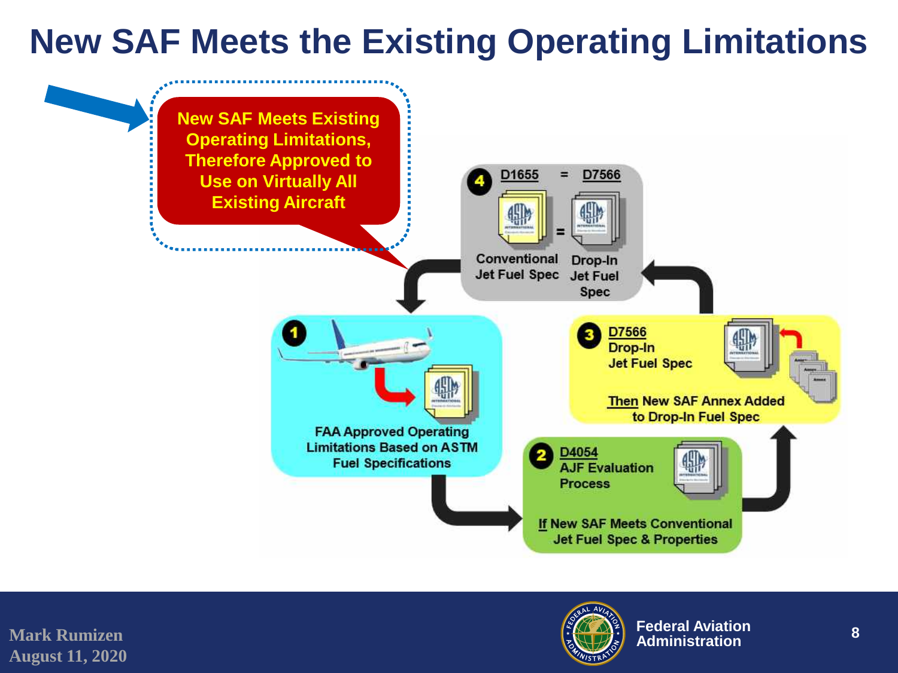# New SAF Meets the Existing Operating Limitations

**New SAF Meets Existing Operating Limitations, Therefore Approved to Use on Virtually All Existing Aircraft**

**4** D1655 = D7566

Conventional Jet Fuel Spec = Drop-In Jet Fuel Spec

**1** FAA Approved Operating Limitations Based on ASTM Fuel Specifications

**2** D4054 AJF Evaluation Process

If New SAF Meets Conventional Jet Fuel Spec & Properties

**3** D7566 Drop-In Jet Fuel Spec

Then New SAF Annex Added to Drop-In Fuel Spec

Mark Rumizen
August 11, 2020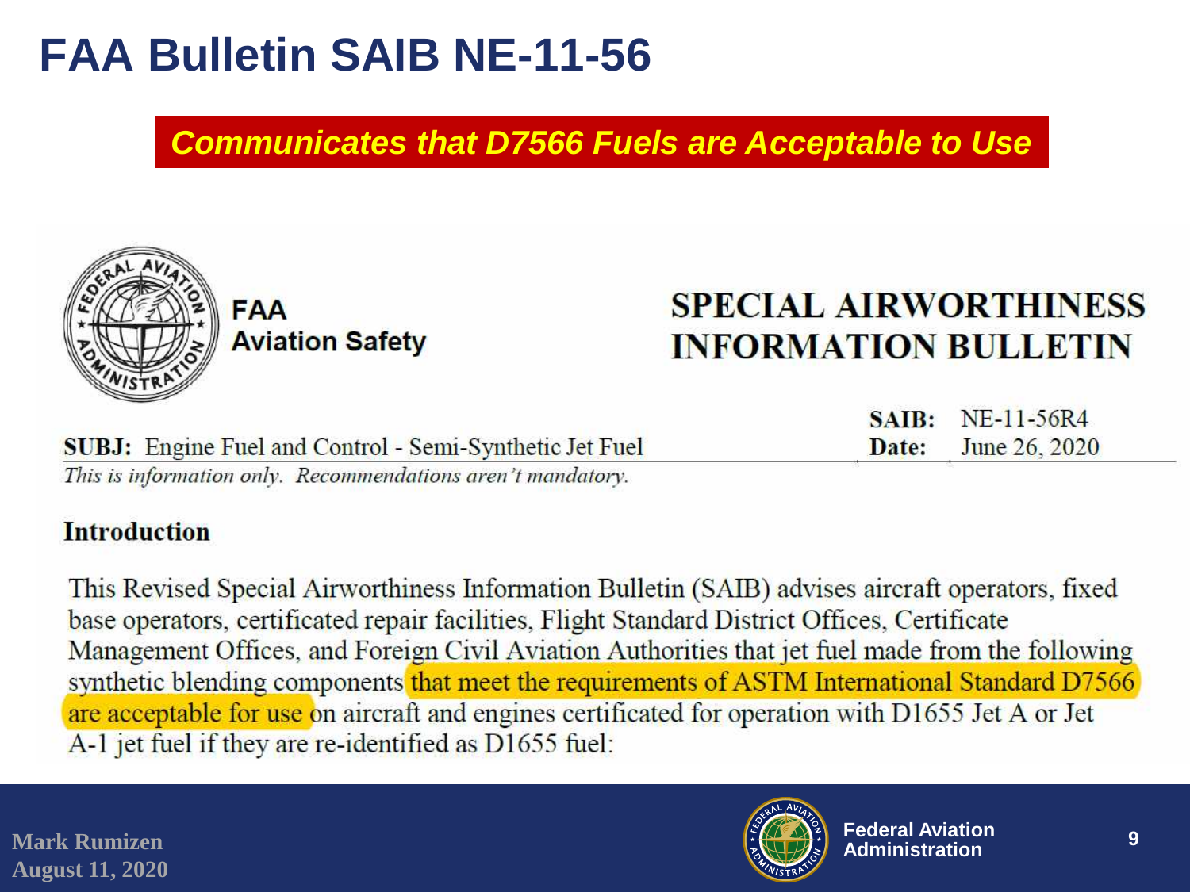# FAA Bulletin SAIB NE-11-56

***Communicates that D7566 Fuels are Acceptable to Use***

**FAA**
**Aviation Safety**

## SPECIAL AIRWORTHINESS INFORMATION BULLETIN

**SAIB:** NE-11-56R4
**Date:** June 26, 2020

**SUBJ:** Engine Fuel and Control - Semi-Synthetic Jet Fuel

*This is information only. Recommendations aren't mandatory.*

### Introduction

This Revised Special Airworthiness Information Bulletin (SAIB) advises aircraft operators, fixed base operators, certificated repair facilities, Flight Standard District Offices, Certificate Management Offices, and Foreign Civil Aviation Authorities that jet fuel made from the following synthetic blending components that meet the requirements of ASTM International Standard D7566 are acceptable for use on aircraft and engines certificated for operation with D1655 Jet A or Jet A-1 jet fuel if they are re-identified as D1655 fuel:

Mark Rumizen
August 11, 2020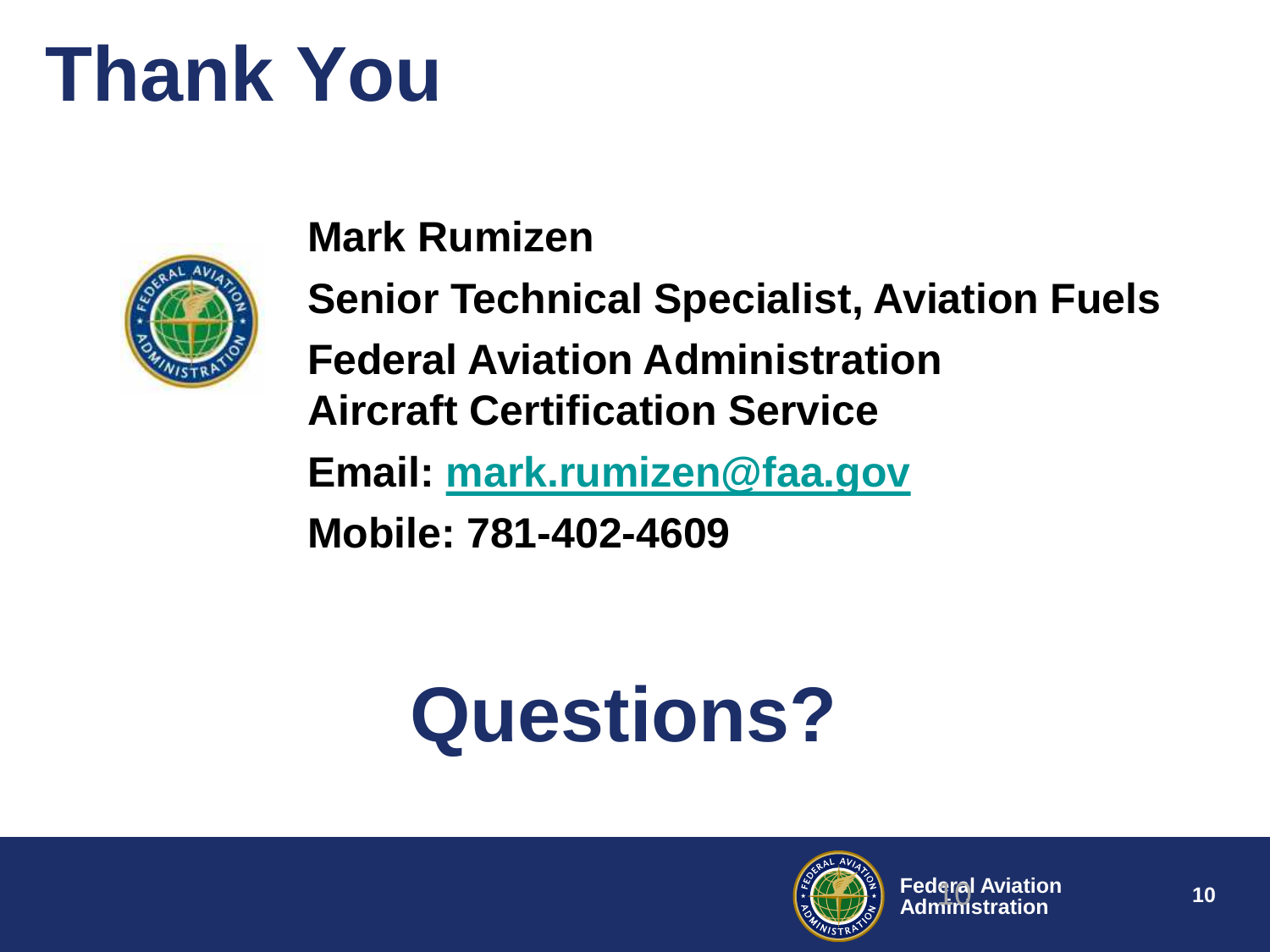# Thank You

**Mark Rumizen**

**Senior Technical Specialist, Aviation Fuels**

**Federal Aviation Administration**
**Aircraft Certification Service**

**Email: mark.rumizen@faa.gov**

**Mobile: 781-402-4609**

# Questions?